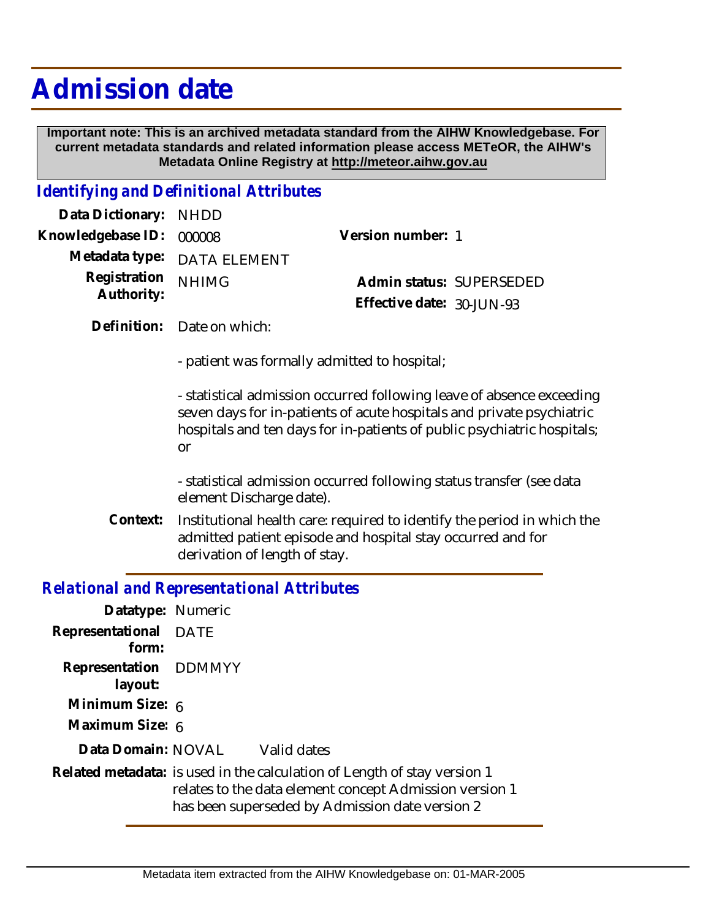# Admission date

**Important note: This is an archived metadata standard from the AIHW Knowledgebase. For current metadata standards and related information please access METeOR, the AIHW's Metadata Online Registry at http://meteor.aihw.gov.au**

## *Identifying and Definitional Attributes*

**Data Dictionary:** NHDD

**Knowledgebase ID:** 000008

**Version number:** 1

**Metadata type:** DATA ELEMENT

**Registration Authority:** NHIMG

**Admin status:** SUPERSEDED

**Effective date:** 30-JUN-93

**Definition:** Date on which:

- patient was formally admitted to hospital;

- statistical admission occurred following leave of absence exceeding seven days for in-patients of acute hospitals and private psychiatric hospitals and ten days for in-patients of public psychiatric hospitals; or

- statistical admission occurred following status transfer (see data element Discharge date).

**Context:** Institutional health care: required to identify the period in which the admitted patient episode and hospital stay occurred and for derivation of length of stay.

## *Relational and Representational Attributes*

**Datatype:** Numeric

**Representational form:** DATE

**Representation layout:** DDMMYY

**Minimum Size:** 6

**Maximum Size:** 6

**Data Domain:** NOVAL Valid dates

**Related metadata:** is used in the calculation of Length of stay version 1
relates to the data element concept Admission version 1
has been superseded by Admission date version 2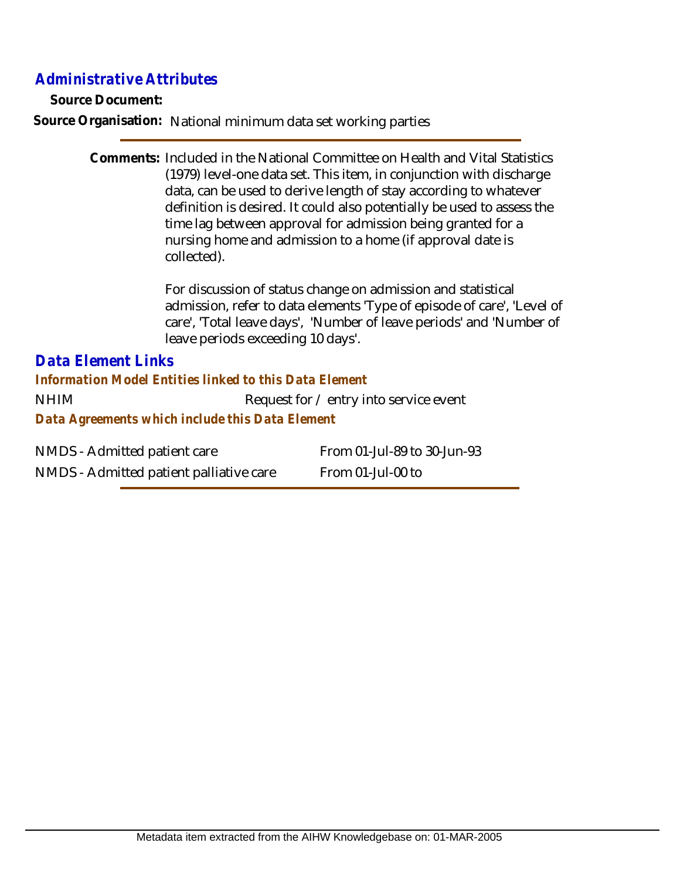## Administrative Attributes

**Source Document:**

**Source Organisation:** National minimum data set working parties

**Comments:** Included in the National Committee on Health and Vital Statistics (1979) level-one data set. This item, in conjunction with discharge data, can be used to derive length of stay according to whatever definition is desired. It could also potentially be used to assess the time lag between approval for admission being granted for a nursing home and admission to a home (if approval date is collected).

For discussion of status change on admission and statistical admission, refer to data elements 'Type of episode of care', 'Level of care', 'Total leave days', 'Number of leave periods' and 'Number of leave periods exceeding 10 days'.

## Data Element Links

### Information Model Entities linked to this Data Element

| | |
|---|---|
| NHIM | Request for / entry into service event |

### Data Agreements which include this Data Element

| | |
|---|---|
| NMDS - Admitted patient care | From 01-Jul-89 to 30-Jun-93 |
| NMDS - Admitted patient palliative care | From 01-Jul-00 to |